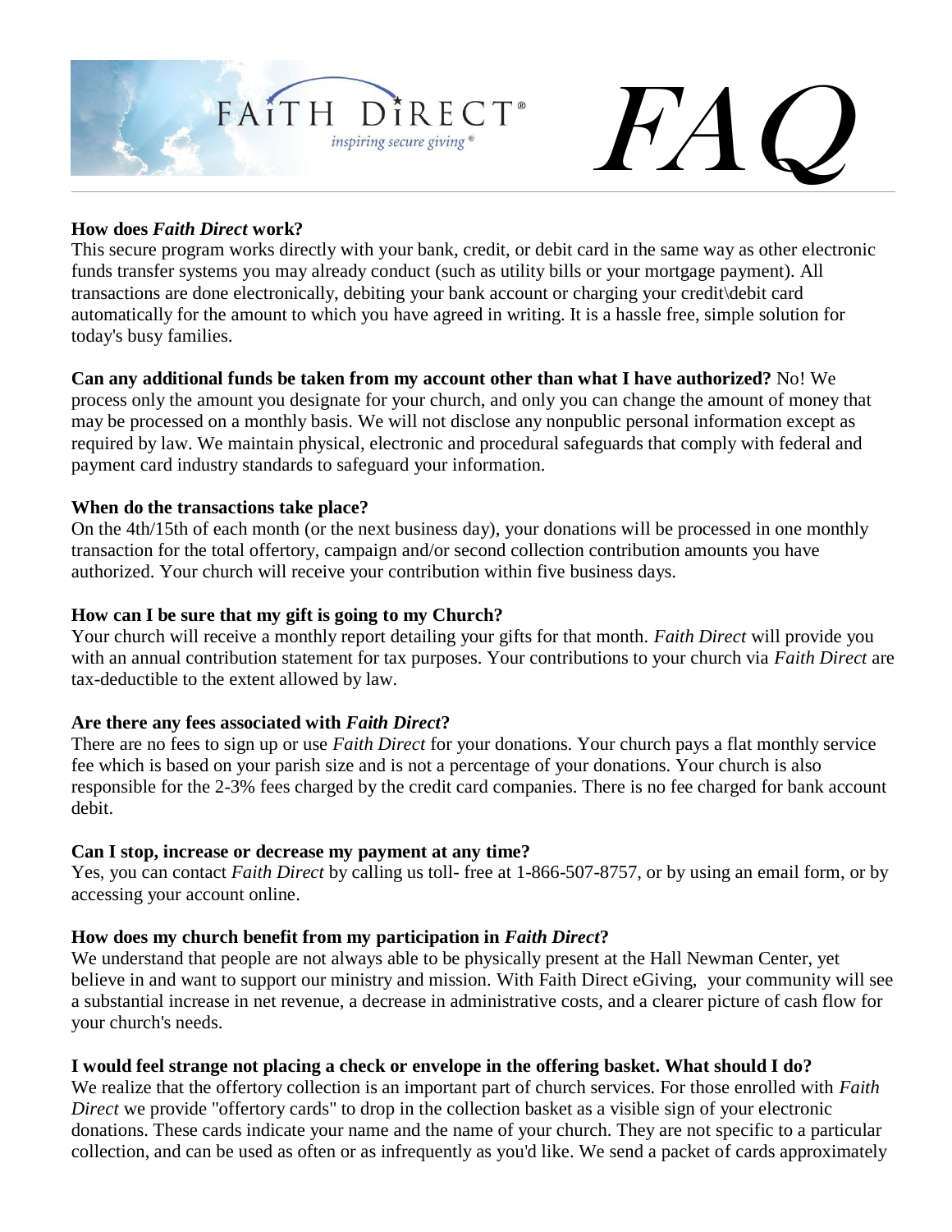# FAITH DIRECT® *inspiring secure giving®* *FAQ*

**How does *Faith Direct* work?**
This secure program works directly with your bank, credit, or debit card in the same way as other electronic funds transfer systems you may already conduct (such as utility bills or your mortgage payment). All transactions are done electronically, debiting your bank account or charging your credit\debit card automatically for the amount to which you have agreed in writing. It is a hassle free, simple solution for today's busy families.

**Can any additional funds be taken from my account other than what I have authorized?** No! We process only the amount you designate for your church, and only you can change the amount of money that may be processed on a monthly basis. We will not disclose any nonpublic personal information except as required by law. We maintain physical, electronic and procedural safeguards that comply with federal and payment card industry standards to safeguard your information.

**When do the transactions take place?**
On the 4th/15th of each month (or the next business day), your donations will be processed in one monthly transaction for the total offertory, campaign and/or second collection contribution amounts you have authorized. Your church will receive your contribution within five business days.

**How can I be sure that my gift is going to my Church?**
Your church will receive a monthly report detailing your gifts for that month. *Faith Direct* will provide you with an annual contribution statement for tax purposes. Your contributions to your church via *Faith Direct* are tax-deductible to the extent allowed by law.

**Are there any fees associated with *Faith Direct*?**
There are no fees to sign up or use *Faith Direct* for your donations. Your church pays a flat monthly service fee which is based on your parish size and is not a percentage of your donations. Your church is also responsible for the 2-3% fees charged by the credit card companies. There is no fee charged for bank account debit.

**Can I stop, increase or decrease my payment at any time?**
Yes, you can contact *Faith Direct* by calling us toll- free at 1-866-507-8757, or by using an email form, or by accessing your account online.

**How does my church benefit from my participation in *Faith Direct*?**
We understand that people are not always able to be physically present at the Hall Newman Center, yet believe in and want to support our ministry and mission. With Faith Direct eGiving, your community will see a substantial increase in net revenue, a decrease in administrative costs, and a clearer picture of cash flow for your church's needs.

**I would feel strange not placing a check or envelope in the offering basket. What should I do?**
We realize that the offertory collection is an important part of church services. For those enrolled with *Faith Direct* we provide "offertory cards" to drop in the collection basket as a visible sign of your electronic donations. These cards indicate your name and the name of your church. They are not specific to a particular collection, and can be used as often or as infrequently as you'd like. We send a packet of cards approximately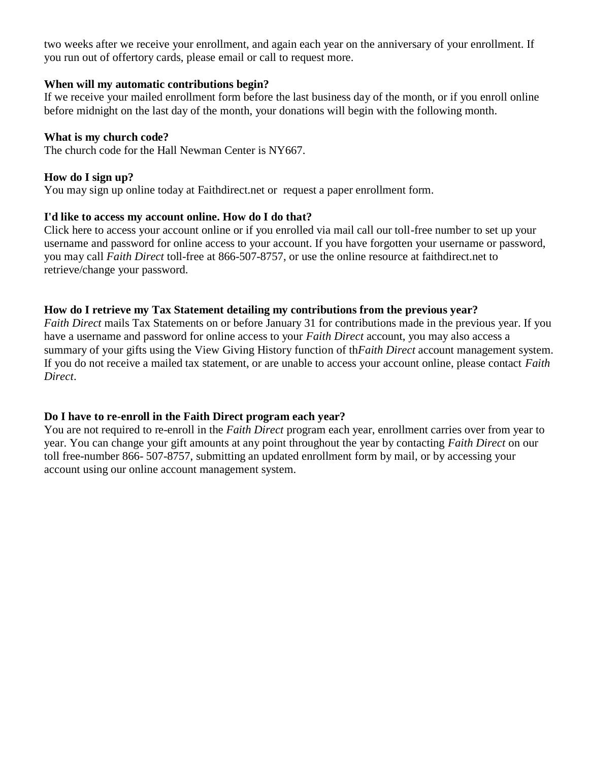two weeks after we receive your enrollment, and again each year on the anniversary of your enrollment. If you run out of offertory cards, please email or call to request more.

**When will my automatic contributions begin?**

If we receive your mailed enrollment form before the last business day of the month, or if you enroll online before midnight on the last day of the month, your donations will begin with the following month.

**What is my church code?**

The church code for the Hall Newman Center is NY667.

**How do I sign up?**

You may sign up online today at Faithdirect.net or request a paper enrollment form.

**I'd like to access my account online. How do I do that?**

Click here to access your account online or if you enrolled via mail call our toll-free number to set up your username and password for online access to your account. If you have forgotten your username or password, you may call *Faith Direct* toll-free at 866-507-8757, or use the online resource at faithdirect.net to retrieve/change your password.

**How do I retrieve my Tax Statement detailing my contributions from the previous year?**

*Faith Direct* mails Tax Statements on or before January 31 for contributions made in the previous year. If you have a username and password for online access to your *Faith Direct* account, you may also access a summary of your gifts using the View Giving History function of th*Faith Direct* account management system. If you do not receive a mailed tax statement, or are unable to access your account online, please contact *Faith Direct*.

**Do I have to re-enroll in the Faith Direct program each year?**

You are not required to re-enroll in the *Faith Direct* program each year, enrollment carries over from year to year. You can change your gift amounts at any point throughout the year by contacting *Faith Direct* on our toll free-number 866- 507-8757, submitting an updated enrollment form by mail, or by accessing your account using our online account management system.